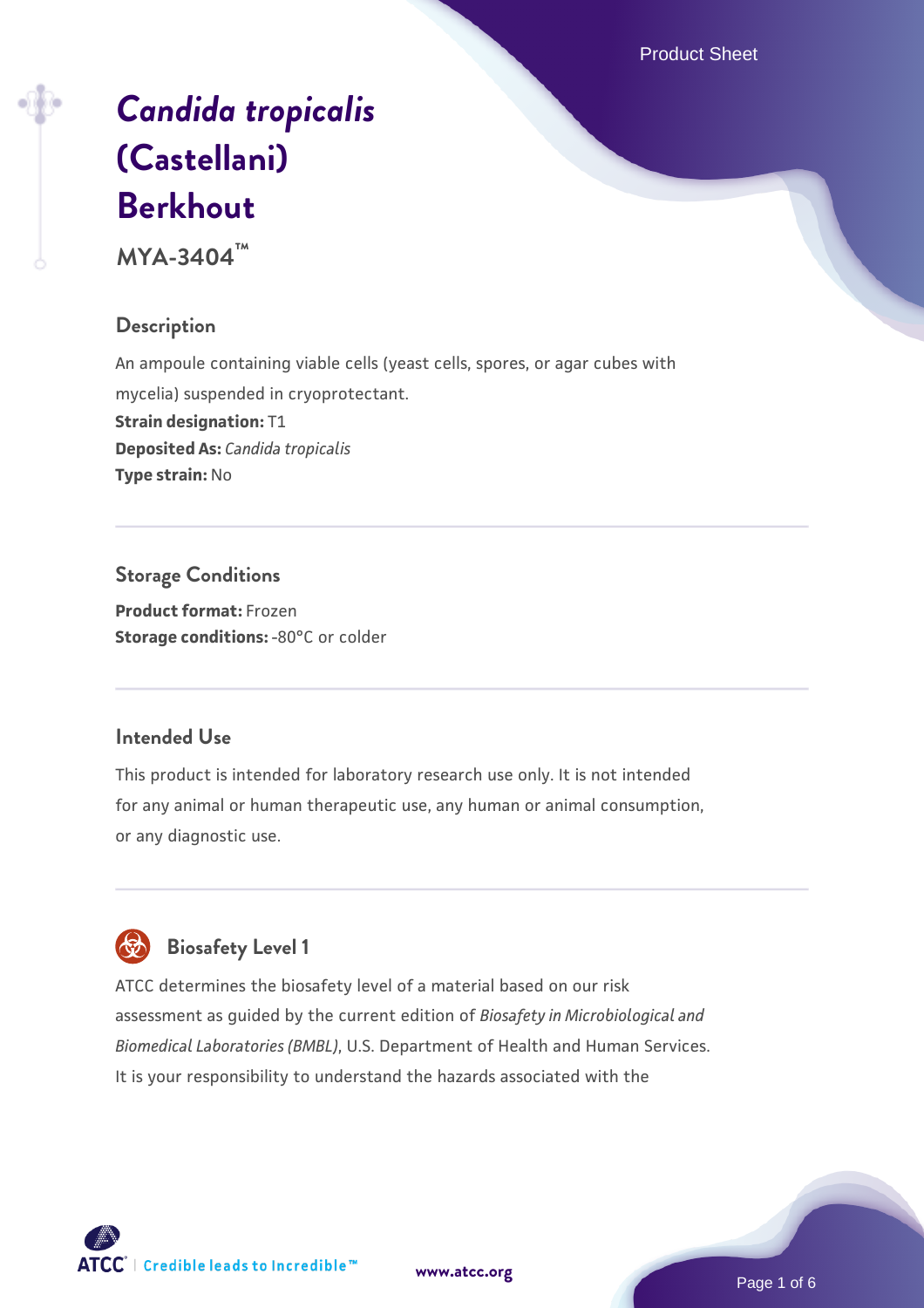# *Candida tropicalis* (Castellani) Berkhout

**MYA-3404™**

## Description

An ampoule containing viable cells (yeast cells, spores, or agar cubes with mycelia) suspended in cryoprotectant.

**Strain designation:** T1

**Deposited As:** *Candida tropicalis*

**Type strain:** No

## Storage Conditions

**Product format:** Frozen

**Storage conditions:** -80°C or colder

## Intended Use

This product is intended for laboratory research use only. It is not intended for any animal or human therapeutic use, any human or animal consumption, or any diagnostic use.

## Biosafety Level 1

ATCC determines the biosafety level of a material based on our risk assessment as guided by the current edition of *Biosafety in Microbiological and Biomedical Laboratories (BMBL)*, U.S. Department of Health and Human Services. It is your responsibility to understand the hazards associated with the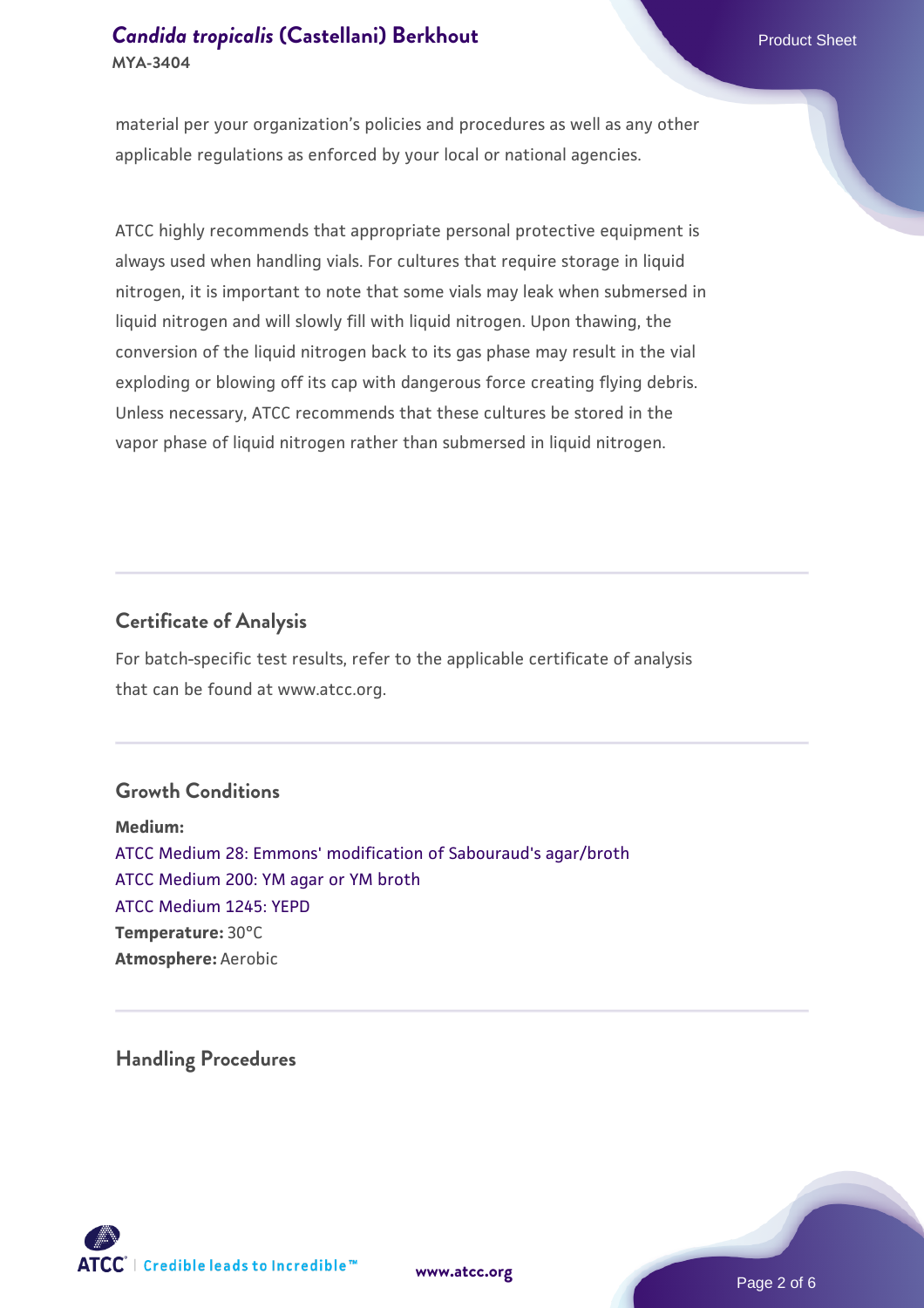material per your organization's policies and procedures as well as any other applicable regulations as enforced by your local or national agencies.

ATCC highly recommends that appropriate personal protective equipment is always used when handling vials. For cultures that require storage in liquid nitrogen, it is important to note that some vials may leak when submersed in liquid nitrogen and will slowly fill with liquid nitrogen. Upon thawing, the conversion of the liquid nitrogen back to its gas phase may result in the vial exploding or blowing off its cap with dangerous force creating flying debris. Unless necessary, ATCC recommends that these cultures be stored in the vapor phase of liquid nitrogen rather than submersed in liquid nitrogen.

## Certificate of Analysis

For batch-specific test results, refer to the applicable certificate of analysis that can be found at www.atcc.org.

## Growth Conditions

**Medium:**
ATCC Medium 28: Emmons' modification of Sabouraud's agar/broth
ATCC Medium 200: YM agar or YM broth
ATCC Medium 1245: YEPD
**Temperature:** 30°C
**Atmosphere:** Aerobic

## Handling Procedures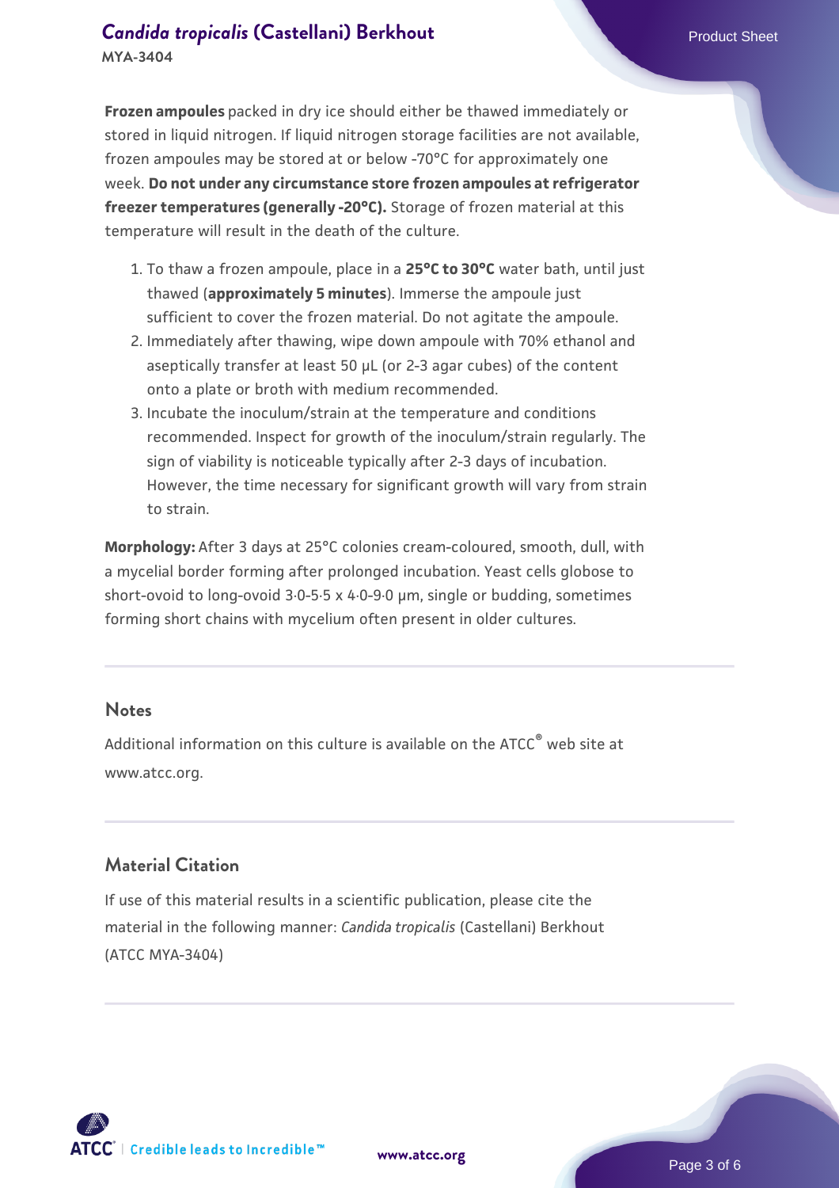**Frozen ampoules** packed in dry ice should either be thawed immediately or stored in liquid nitrogen. If liquid nitrogen storage facilities are not available, frozen ampoules may be stored at or below -70°C for approximately one week. **Do not under any circumstance store frozen ampoules at refrigerator freezer temperatures (generally -20°C).** Storage of frozen material at this temperature will result in the death of the culture.

1. To thaw a frozen ampoule, place in a **25°C to 30°C** water bath, until just thawed (**approximately 5 minutes**). Immerse the ampoule just sufficient to cover the frozen material. Do not agitate the ampoule.
2. Immediately after thawing, wipe down ampoule with 70% ethanol and aseptically transfer at least 50 µL (or 2-3 agar cubes) of the content onto a plate or broth with medium recommended.
3. Incubate the inoculum/strain at the temperature and conditions recommended. Inspect for growth of the inoculum/strain regularly. The sign of viability is noticeable typically after 2-3 days of incubation. However, the time necessary for significant growth will vary from strain to strain.

**Morphology:** After 3 days at 25°C colonies cream-coloured, smooth, dull, with a mycelial border forming after prolonged incubation. Yeast cells globose to short-ovoid to long-ovoid 3·0-5·5 x 4·0-9·0 µm, single or budding, sometimes forming short chains with mycelium often present in older cultures.

## Notes

Additional information on this culture is available on the ATCC® web site at www.atcc.org.

## Material Citation

If use of this material results in a scientific publication, please cite the material in the following manner: *Candida tropicalis* (Castellani) Berkhout (ATCC MYA-3404)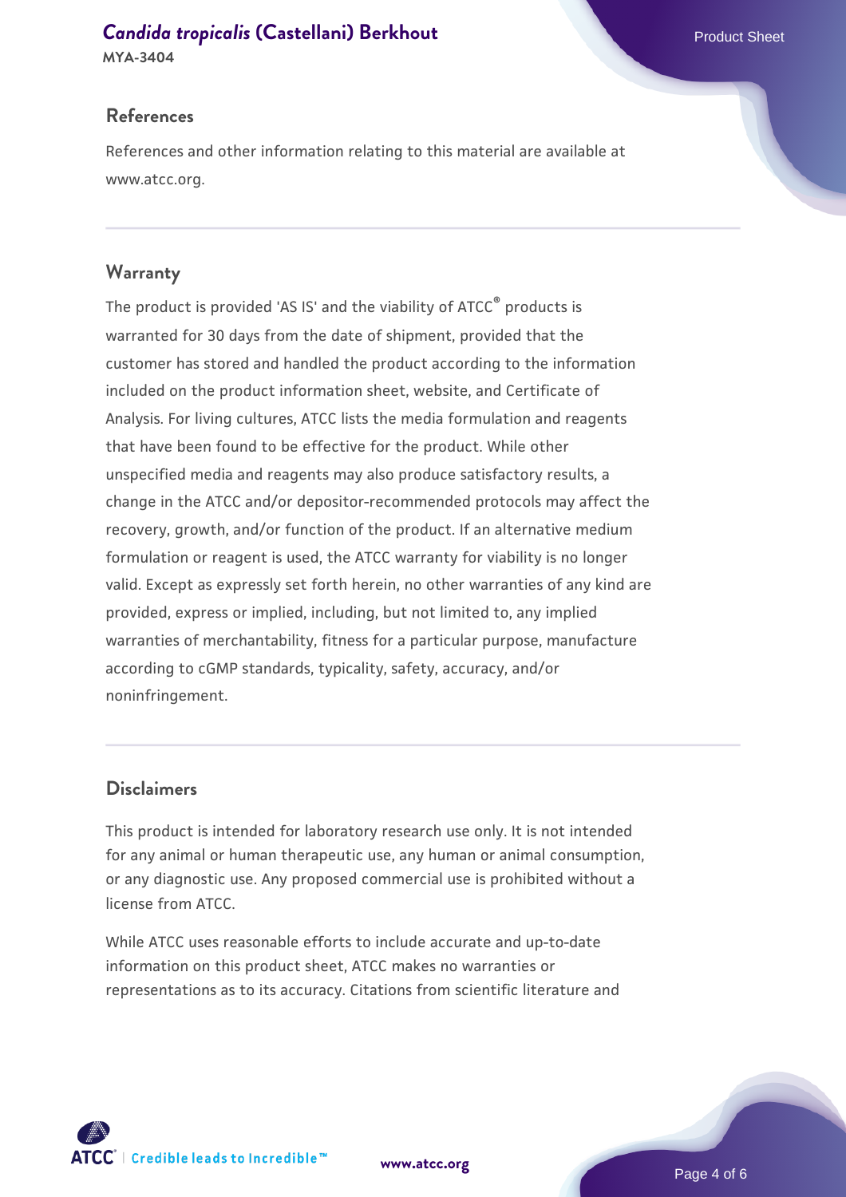## References

References and other information relating to this material are available at www.atcc.org.

## Warranty

The product is provided 'AS IS' and the viability of ATCC® products is warranted for 30 days from the date of shipment, provided that the customer has stored and handled the product according to the information included on the product information sheet, website, and Certificate of Analysis. For living cultures, ATCC lists the media formulation and reagents that have been found to be effective for the product. While other unspecified media and reagents may also produce satisfactory results, a change in the ATCC and/or depositor-recommended protocols may affect the recovery, growth, and/or function of the product. If an alternative medium formulation or reagent is used, the ATCC warranty for viability is no longer valid. Except as expressly set forth herein, no other warranties of any kind are provided, express or implied, including, but not limited to, any implied warranties of merchantability, fitness for a particular purpose, manufacture according to cGMP standards, typicality, safety, accuracy, and/or noninfringement.

## Disclaimers

This product is intended for laboratory research use only. It is not intended for any animal or human therapeutic use, any human or animal consumption, or any diagnostic use. Any proposed commercial use is prohibited without a license from ATCC.

While ATCC uses reasonable efforts to include accurate and up-to-date information on this product sheet, ATCC makes no warranties or representations as to its accuracy. Citations from scientific literature and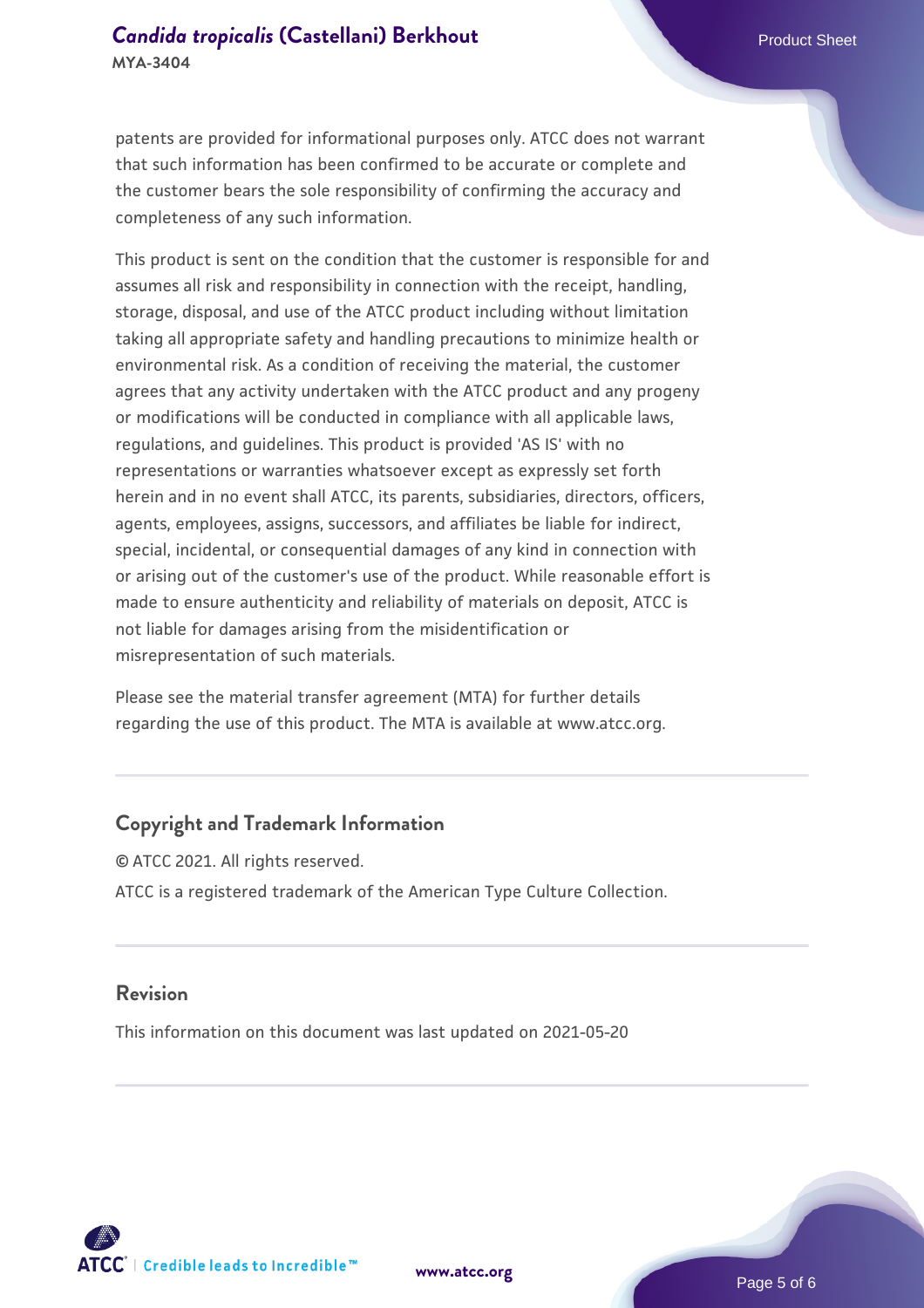patents are provided for informational purposes only. ATCC does not warrant that such information has been confirmed to be accurate or complete and the customer bears the sole responsibility of confirming the accuracy and completeness of any such information.

This product is sent on the condition that the customer is responsible for and assumes all risk and responsibility in connection with the receipt, handling, storage, disposal, and use of the ATCC product including without limitation taking all appropriate safety and handling precautions to minimize health or environmental risk. As a condition of receiving the material, the customer agrees that any activity undertaken with the ATCC product and any progeny or modifications will be conducted in compliance with all applicable laws, regulations, and guidelines. This product is provided 'AS IS' with no representations or warranties whatsoever except as expressly set forth herein and in no event shall ATCC, its parents, subsidiaries, directors, officers, agents, employees, assigns, successors, and affiliates be liable for indirect, special, incidental, or consequential damages of any kind in connection with or arising out of the customer's use of the product. While reasonable effort is made to ensure authenticity and reliability of materials on deposit, ATCC is not liable for damages arising from the misidentification or misrepresentation of such materials.

Please see the material transfer agreement (MTA) for further details regarding the use of this product. The MTA is available at www.atcc.org.

## Copyright and Trademark Information

© ATCC 2021. All rights reserved.

ATCC is a registered trademark of the American Type Culture Collection.

## Revision

This information on this document was last updated on 2021-05-20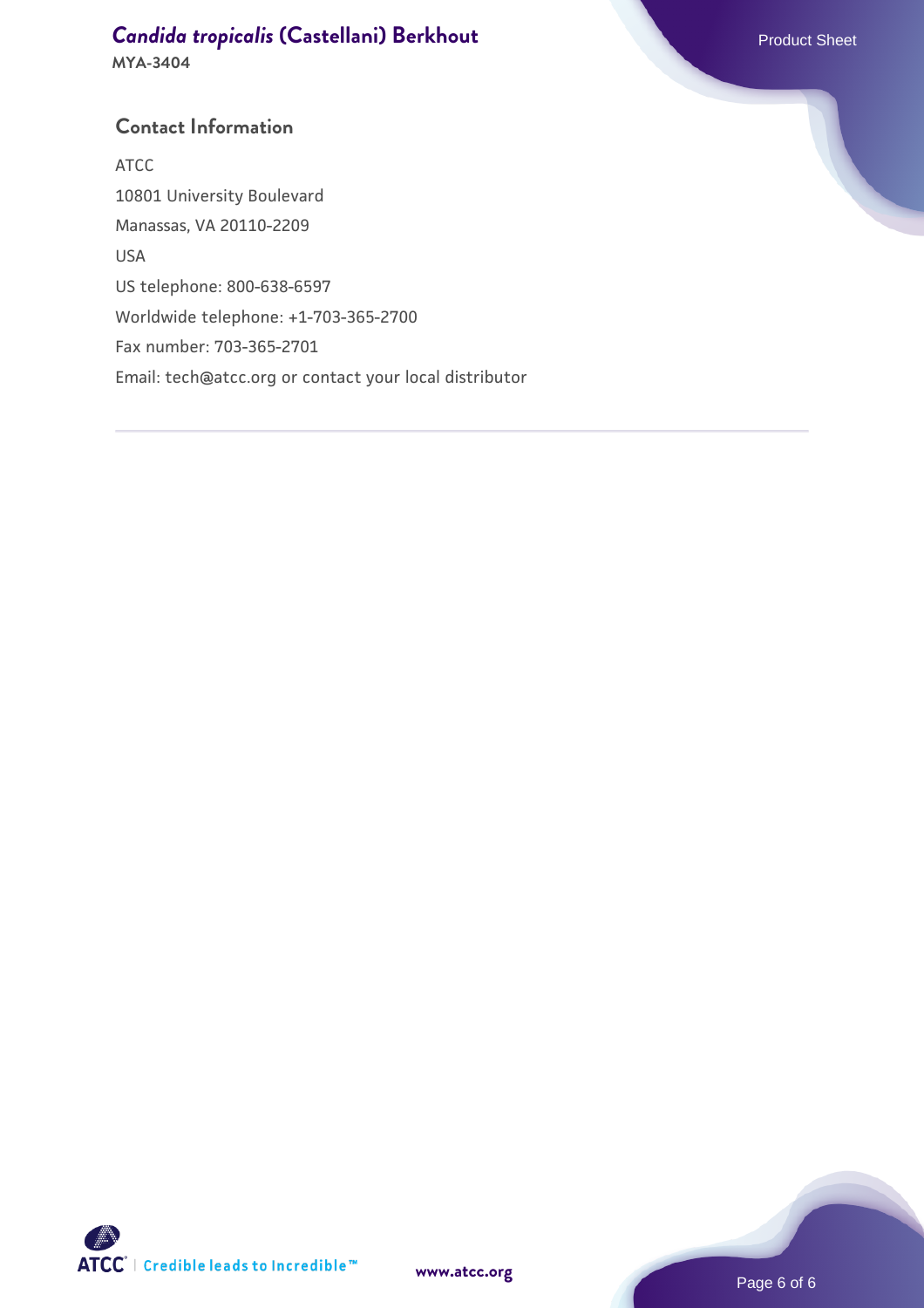## Contact Information

ATCC

10801 University Boulevard

Manassas, VA 20110-2209

USA

US telephone: 800-638-6597

Worldwide telephone: +1-703-365-2700

Fax number: 703-365-2701

Email: tech@atcc.org or contact your local distributor